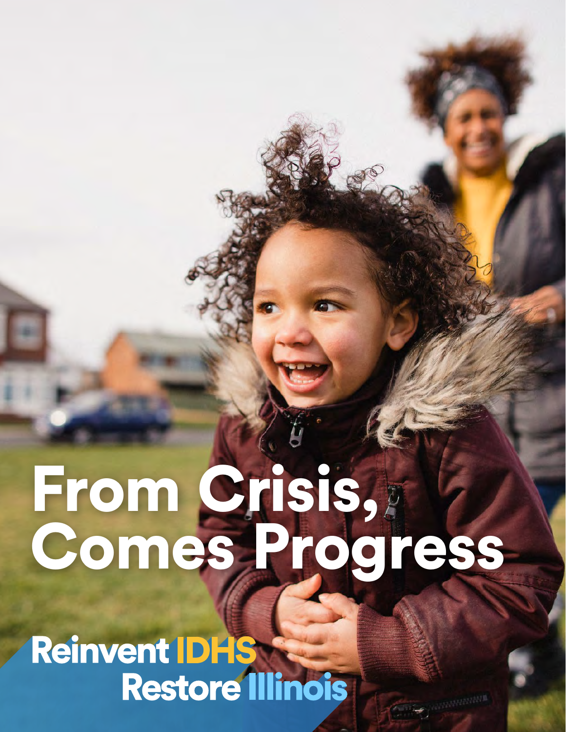# From Crisis, Comes Progress

**Reinvent IDHS**
**Restore Illinois**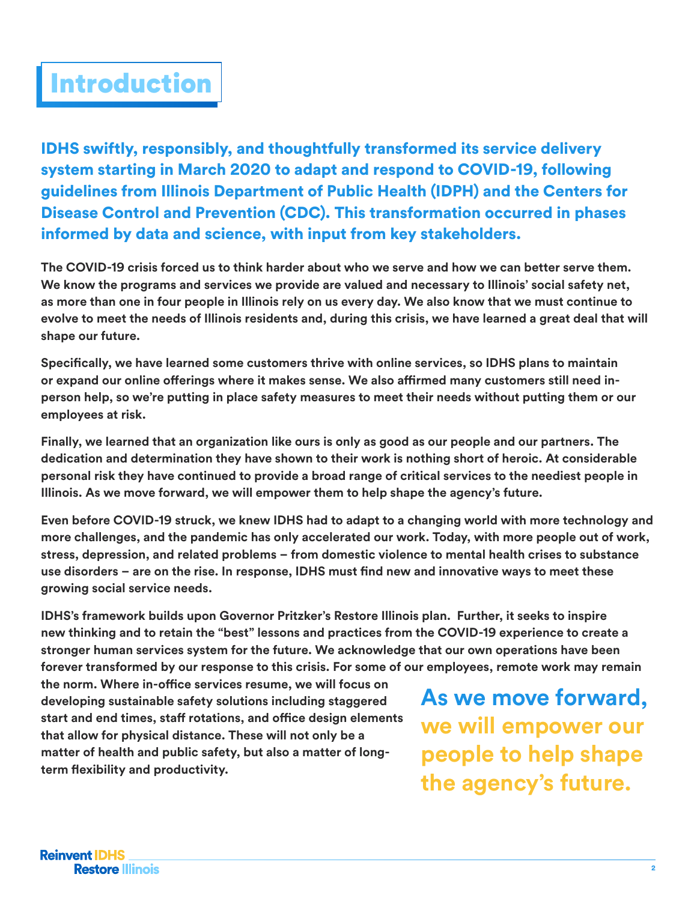# Introduction

**IDHS swiftly, responsibly, and thoughtfully transformed its service delivery system starting in March 2020 to adapt and respond to COVID-19, following guidelines from Illinois Department of Public Health (IDPH) and the Centers for Disease Control and Prevention (CDC). This transformation occurred in phases informed by data and science, with input from key stakeholders.**

The COVID-19 crisis forced us to think harder about who we serve and how we can better serve them. We know the programs and services we provide are valued and necessary to Illinois' social safety net, as more than one in four people in Illinois rely on us every day. We also know that we must continue to evolve to meet the needs of Illinois residents and, during this crisis, we have learned a great deal that will shape our future.

Specifically, we have learned some customers thrive with online services, so IDHS plans to maintain or expand our online offerings where it makes sense. We also affirmed many customers still need in-person help, so we're putting in place safety measures to meet their needs without putting them or our employees at risk.

Finally, we learned that an organization like ours is only as good as our people and our partners. The dedication and determination they have shown to their work is nothing short of heroic. At considerable personal risk they have continued to provide a broad range of critical services to the neediest people in Illinois. As we move forward, we will empower them to help shape the agency's future.

Even before COVID-19 struck, we knew IDHS had to adapt to a changing world with more technology and more challenges, and the pandemic has only accelerated our work. Today, with more people out of work, stress, depression, and related problems – from domestic violence to mental health crises to substance use disorders – are on the rise. In response, IDHS must find new and innovative ways to meet these growing social service needs.

IDHS's framework builds upon Governor Pritzker's Restore Illinois plan. Further, it seeks to inspire new thinking and to retain the "best" lessons and practices from the COVID-19 experience to create a stronger human services system for the future. We acknowledge that our own operations have been forever transformed by our response to this crisis. For some of our employees, remote work may remain the norm. Where in-office services resume, we will focus on developing sustainable safety solutions including staggered start and end times, staff rotations, and office design elements that allow for physical distance. These will not only be a matter of health and public safety, but also a matter of long-term flexibility and productivity.

**As we move forward, we will empower our people to help shape the agency's future.**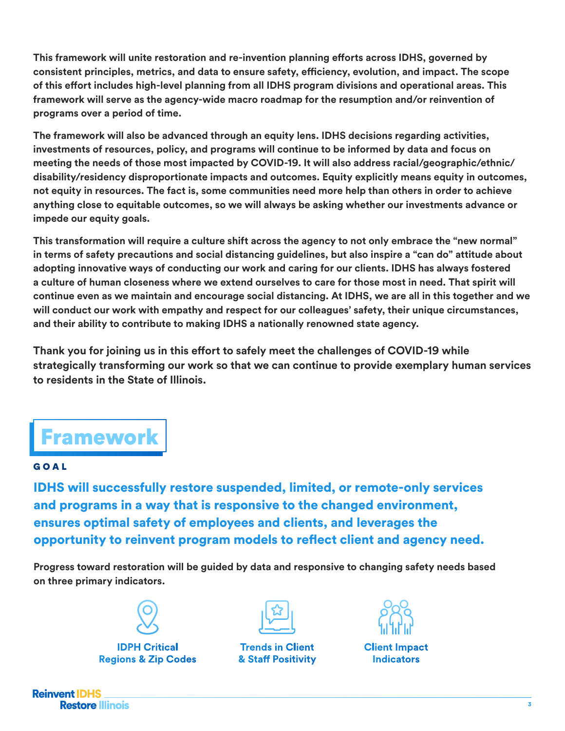**This framework will unite restoration and re-invention planning efforts across IDHS, governed by consistent principles, metrics, and data to ensure safety, efficiency, evolution, and impact. The scope of this effort includes high-level planning from all IDHS program divisions and operational areas. This framework will serve as the agency-wide macro roadmap for the resumption and/or reinvention of programs over a period of time.**

**The framework will also be advanced through an equity lens. IDHS decisions regarding activities, investments of resources, policy, and programs will continue to be informed by data and focus on meeting the needs of those most impacted by COVID-19. It will also address racial/geographic/ethnic/disability/residency disproportionate impacts and outcomes. Equity explicitly means equity in outcomes, not equity in resources. The fact is, some communities need more help than others in order to achieve anything close to equitable outcomes, so we will always be asking whether our investments advance or impede our equity goals.**

**This transformation will require a culture shift across the agency to not only embrace the "new normal" in terms of safety precautions and social distancing guidelines, but also inspire a "can do" attitude about adopting innovative ways of conducting our work and caring for our clients. IDHS has always fostered a culture of human closeness where we extend ourselves to care for those most in need. That spirit will continue even as we maintain and encourage social distancing. At IDHS, we are all in this together and we will conduct our work with empathy and respect for our colleagues' safety, their unique circumstances, and their ability to contribute to making IDHS a nationally renowned state agency.**

**Thank you for joining us in this effort to safely meet the challenges of COVID-19 while strategically transforming our work so that we can continue to provide exemplary human services to residents in the State of Illinois.**

# Framework

### GOAL

**IDHS will successfully restore suspended, limited, or remote-only services and programs in a way that is responsive to the changed environment, ensures optimal safety of employees and clients, and leverages the opportunity to reinvent program models to reflect client and agency need.**

**Progress toward restoration will be guided by data and responsive to changing safety needs based on three primary indicators.**

- **IDPH Critical Regions & Zip Codes**
- **Trends in Client & Staff Positivity**
- **Client Impact Indicators**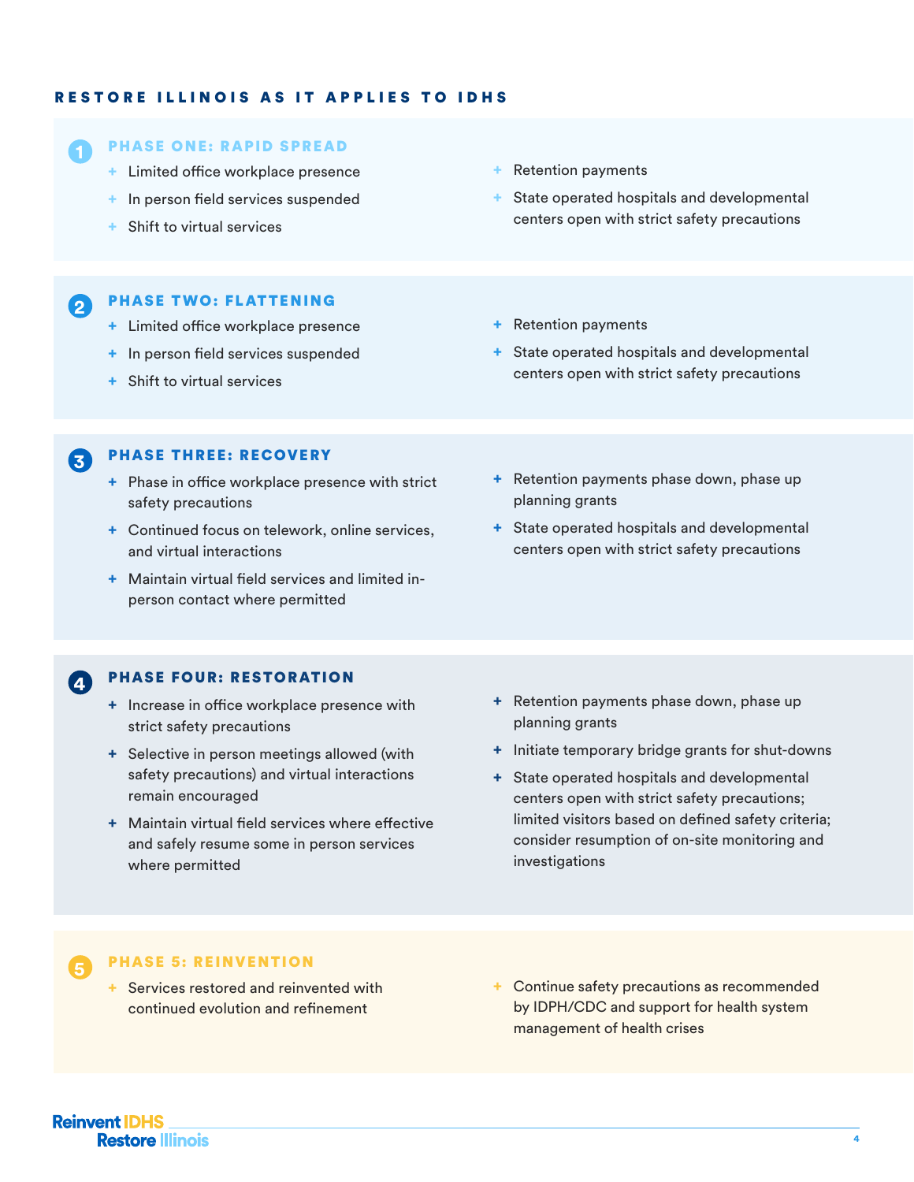## RESTORE ILLINOIS AS IT APPLIES TO IDHS

### 1 PHASE ONE: RAPID SPREAD

- Limited office workplace presence
- In person field services suspended
- Shift to virtual services
- Retention payments
- State operated hospitals and developmental centers open with strict safety precautions

### 2 PHASE TWO: FLATTENING

- Limited office workplace presence
- In person field services suspended
- Shift to virtual services
- Retention payments
- State operated hospitals and developmental centers open with strict safety precautions

### 3 PHASE THREE: RECOVERY

- Phase in office workplace presence with strict safety precautions
- Continued focus on telework, online services, and virtual interactions
- Maintain virtual field services and limited in-person contact where permitted
- Retention payments phase down, phase up planning grants
- State operated hospitals and developmental centers open with strict safety precautions

### 4 PHASE FOUR: RESTORATION

- Increase in office workplace presence with strict safety precautions
- Selective in person meetings allowed (with safety precautions) and virtual interactions remain encouraged
- Maintain virtual field services where effective and safely resume some in person services where permitted
- Retention payments phase down, phase up planning grants
- Initiate temporary bridge grants for shut-downs
- State operated hospitals and developmental centers open with strict safety precautions; limited visitors based on defined safety criteria; consider resumption of on-site monitoring and investigations

### 5 PHASE 5: REINVENTION

- Services restored and reinvented with continued evolution and refinement
- Continue safety precautions as recommended by IDPH/CDC and support for health system management of health crises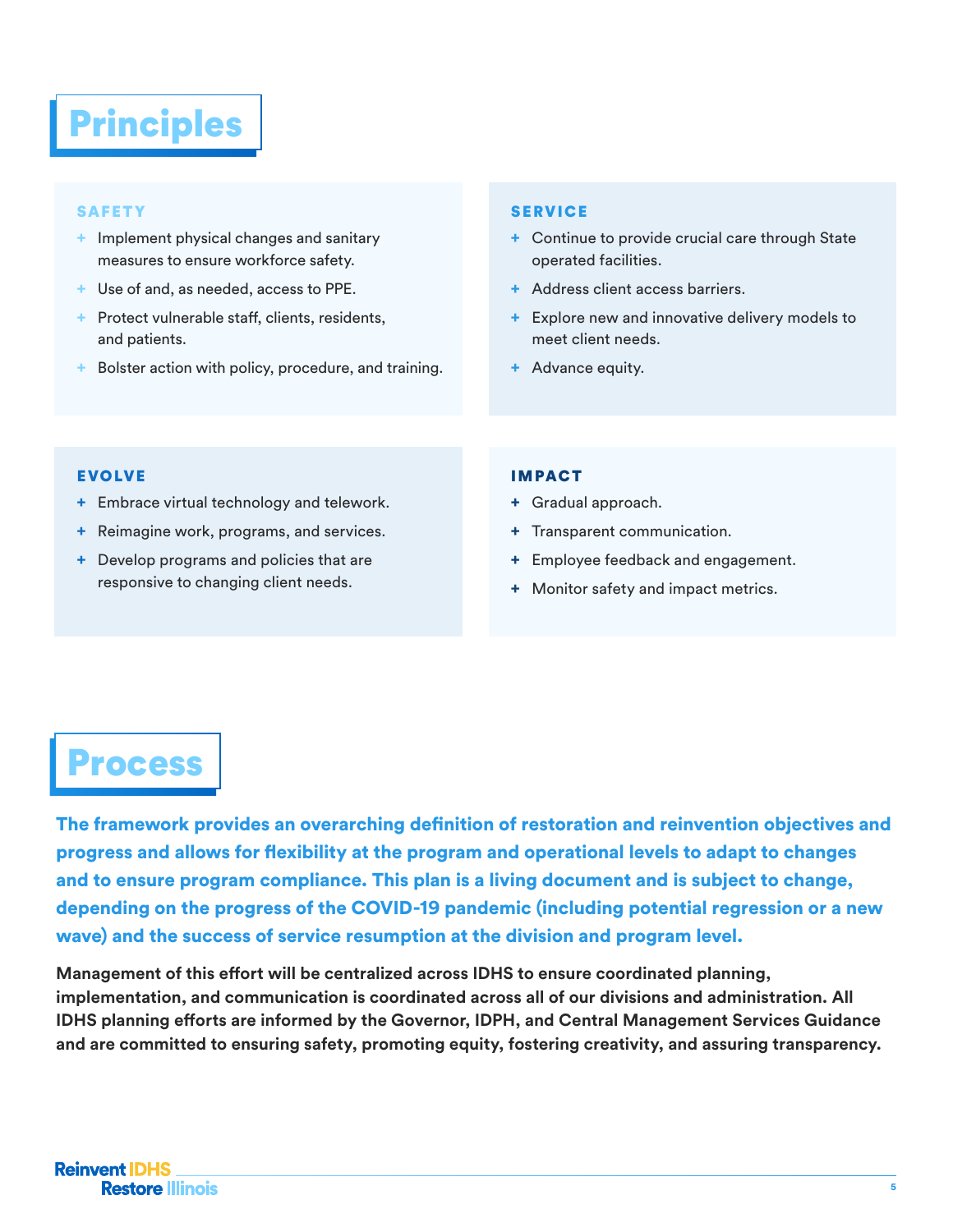# Principles

### SAFETY

- Implement physical changes and sanitary measures to ensure workforce safety.
- Use of and, as needed, access to PPE.
- Protect vulnerable staff, clients, residents, and patients.
- Bolster action with policy, procedure, and training.

### SERVICE

- Continue to provide crucial care through State operated facilities.
- Address client access barriers.
- Explore new and innovative delivery models to meet client needs.
- Advance equity.

### EVOLVE

- Embrace virtual technology and telework.
- Reimagine work, programs, and services.
- Develop programs and policies that are responsive to changing client needs.

### IMPACT

- Gradual approach.
- Transparent communication.
- Employee feedback and engagement.
- Monitor safety and impact metrics.

# Process

**The framework provides an overarching definition of restoration and reinvention objectives and progress and allows for flexibility at the program and operational levels to adapt to changes and to ensure program compliance. This plan is a living document and is subject to change, depending on the progress of the COVID-19 pandemic (including potential regression or a new wave) and the success of service resumption at the division and program level.**

**Management of this effort will be centralized across IDHS to ensure coordinated planning, implementation, and communication is coordinated across all of our divisions and administration. All IDHS planning efforts are informed by the Governor, IDPH, and Central Management Services Guidance and are committed to ensuring safety, promoting equity, fostering creativity, and assuring transparency.**